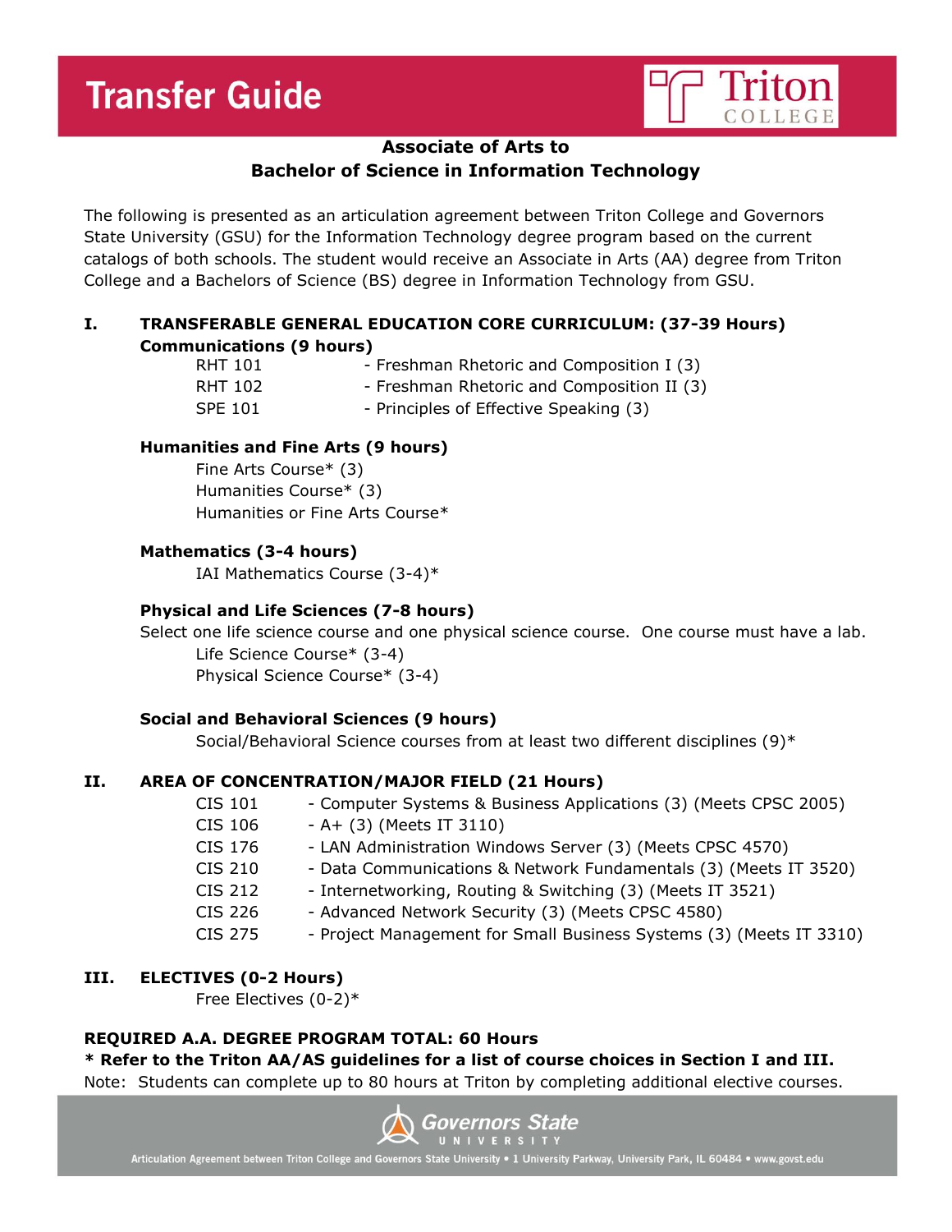# Transfer Guide

Triton COLLEGE

## Associate of Arts to Bachelor of Science in Information Technology

The following is presented as an articulation agreement between Triton College and Governors State University (GSU) for the Information Technology degree program based on the current catalogs of both schools. The student would receive an Associate in Arts (AA) degree from Triton College and a Bachelors of Science (BS) degree in Information Technology from GSU.

### I. TRANSFERABLE GENERAL EDUCATION CORE CURRICULUM: (37-39 Hours)

**Communications (9 hours)**

RHT 101 - Freshman Rhetoric and Composition I (3)
RHT 102 - Freshman Rhetoric and Composition II (3)
SPE 101 - Principles of Effective Speaking (3)

**Humanities and Fine Arts (9 hours)**

Fine Arts Course* (3)
Humanities Course* (3)
Humanities or Fine Arts Course*

**Mathematics (3-4 hours)**

IAI Mathematics Course (3-4)*

**Physical and Life Sciences (7-8 hours)**

Select one life science course and one physical science course. One course must have a lab.

Life Science Course* (3-4)
Physical Science Course* (3-4)

**Social and Behavioral Sciences (9 hours)**

Social/Behavioral Science courses from at least two different disciplines (9)*

### II. AREA OF CONCENTRATION/MAJOR FIELD (21 Hours)

CIS 101 - Computer Systems & Business Applications (3) (Meets CPSC 2005)
CIS 106 - A+ (3) (Meets IT 3110)
CIS 176 - LAN Administration Windows Server (3) (Meets CPSC 4570)
CIS 210 - Data Communications & Network Fundamentals (3) (Meets IT 3520)
CIS 212 - Internetworking, Routing & Switching (3) (Meets IT 3521)
CIS 226 - Advanced Network Security (3) (Meets CPSC 4580)
CIS 275 - Project Management for Small Business Systems (3) (Meets IT 3310)

### III. ELECTIVES (0-2 Hours)

Free Electives (0-2)*

**REQUIRED A.A. DEGREE PROGRAM TOTAL: 60 Hours**

*** Refer to the Triton AA/AS guidelines for a list of course choices in Section I and III.**

Note: Students can complete up to 80 hours at Triton by completing additional elective courses.

Governors State UNIVERSITY

Articulation Agreement between Triton College and Governors State University • 1 University Parkway, University Park, IL 60484 • www.govst.edu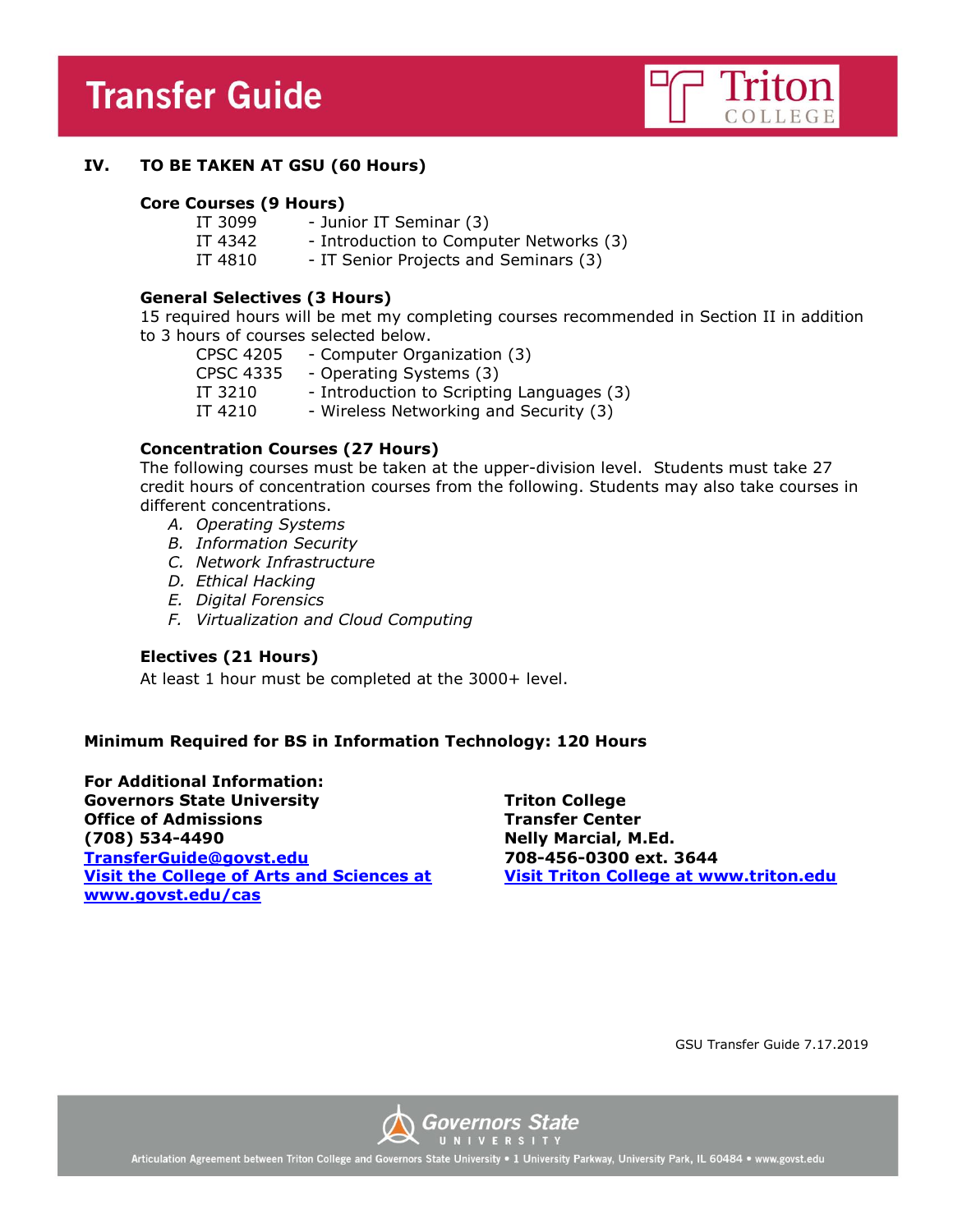## IV. TO BE TAKEN AT GSU (60 Hours)

### Core Courses (9 Hours)

- IT 3099 - Junior IT Seminar (3)
- IT 4342 - Introduction to Computer Networks (3)
- IT 4810 - IT Senior Projects and Seminars (3)

### General Selectives (3 Hours)

15 required hours will be met my completing courses recommended in Section II in addition to 3 hours of courses selected below.

- CPSC 4205 - Computer Organization (3)
- CPSC 4335 - Operating Systems (3)
- IT 3210 - Introduction to Scripting Languages (3)
- IT 4210 - Wireless Networking and Security (3)

### Concentration Courses (27 Hours)

The following courses must be taken at the upper-division level. Students must take 27 credit hours of concentration courses from the following. Students may also take courses in different concentrations.

A. *Operating Systems*
B. *Information Security*
C. *Network Infrastructure*
D. *Ethical Hacking*
E. *Digital Forensics*
F. *Virtualization and Cloud Computing*

### Electives (21 Hours)

At least 1 hour must be completed at the 3000+ level.

**Minimum Required for BS in Information Technology: 120 Hours**

**For Additional Information:**
**Governors State University**
**Office of Admissions**
**(708) 534-4490**
**[TransferGuide@govst.edu](mailto:TransferGuide@govst.edu)**
**[Visit the College of Arts and Sciences at www.govst.edu/cas](http://www.govst.edu/cas)**

**Triton College**
**Transfer Center**
**Nelly Marcial, M.Ed.**
**708-456-0300 ext. 3644**
**[Visit Triton College at www.triton.edu](http://www.triton.edu)**

GSU Transfer Guide 7.17.2019